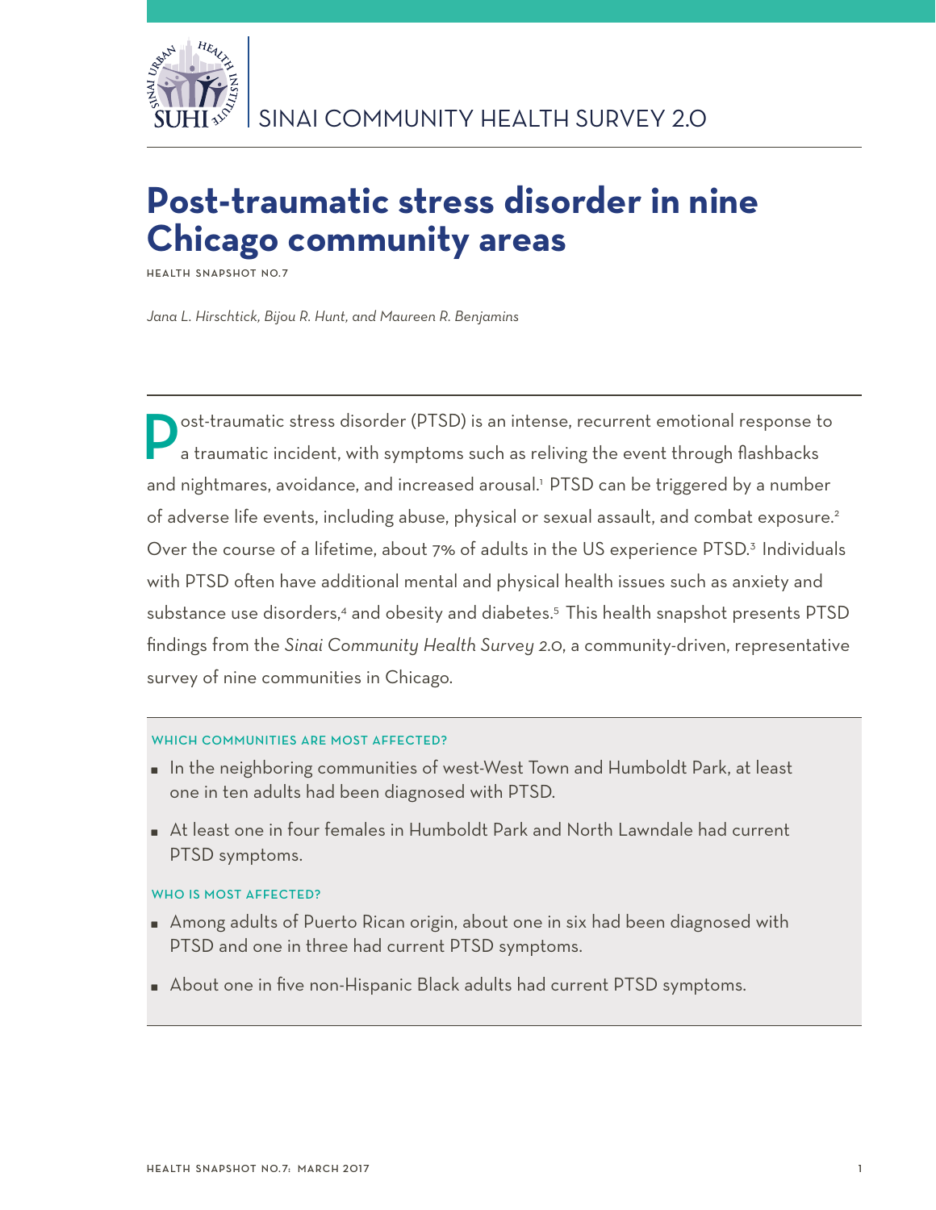SINAI COMMUNITY HEALTH SURVEY 2.0

# Post-traumatic stress disorder in nine Chicago community areas

HEALTH SNAPSHOT NO.7

*Jana L. Hirschtick, Bijou R. Hunt, and Maureen R. Benjamins*

Post-traumatic stress disorder (PTSD) is an intense, recurrent emotional response to a traumatic incident, with symptoms such as reliving the event through flashbacks and nightmares, avoidance, and increased arousal.[1] PTSD can be triggered by a number of adverse life events, including abuse, physical or sexual assault, and combat exposure.[2] Over the course of a lifetime, about 7% of adults in the US experience PTSD.[3] Individuals with PTSD often have additional mental and physical health issues such as anxiety and substance use disorders,[4] and obesity and diabetes.[5] This health snapshot presents PTSD findings from the *Sinai Community Health Survey 2.0*, a community-driven, representative survey of nine communities in Chicago.

### WHICH COMMUNITIES ARE MOST AFFECTED?

- In the neighboring communities of west-West Town and Humboldt Park, at least one in ten adults had been diagnosed with PTSD.
- At least one in four females in Humboldt Park and North Lawndale had current PTSD symptoms.

### WHO IS MOST AFFECTED?

- Among adults of Puerto Rican origin, about one in six had been diagnosed with PTSD and one in three had current PTSD symptoms.
- About one in five non-Hispanic Black adults had current PTSD symptoms.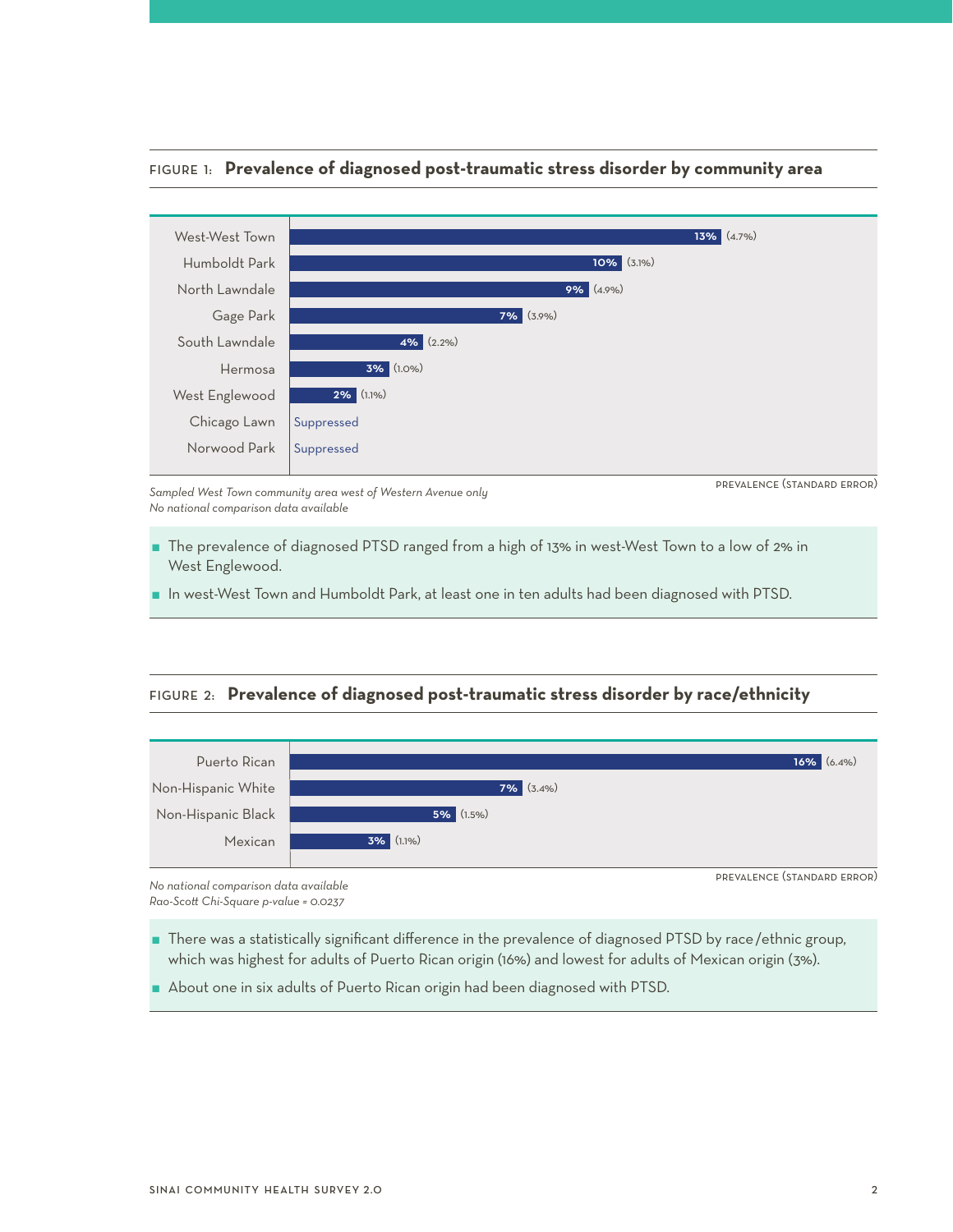FIGURE 1: **Prevalence of diagnosed post-traumatic stress disorder by community area**

| Community area | Prevalence (Standard Error) |
| --- | --- |
| West-West Town | 13% (4.7%) |
| Humboldt Park | 10% (3.1%) |
| North Lawndale | 9% (4.9%) |
| Gage Park | 7% (3.9%) |
| South Lawndale | 4% (2.2%) |
| Hermosa | 3% (1.0%) |
| West Englewood | 2% (1.1%) |
| Chicago Lawn | Suppressed |
| Norwood Park | Suppressed |

*Sampled West Town community area west of Western Avenue only*
*No national comparison data available*

PREVALENCE (STANDARD ERROR)

- The prevalence of diagnosed PTSD ranged from a high of 13% in west-West Town to a low of 2% in West Englewood.
- In west-West Town and Humboldt Park, at least one in ten adults had been diagnosed with PTSD.

FIGURE 2: **Prevalence of diagnosed post-traumatic stress disorder by race/ethnicity**

| Race/ethnicity | Prevalence (Standard Error) |
| --- | --- |
| Puerto Rican | 16% (6.4%) |
| Non-Hispanic White | 7% (3.4%) |
| Non-Hispanic Black | 5% (1.5%) |
| Mexican | 3% (1.1%) |

*No national comparison data available*
*Rao-Scott Chi-Square p-value = 0.0237*

PREVALENCE (STANDARD ERROR)

- There was a statistically significant difference in the prevalence of diagnosed PTSD by race/ethnic group, which was highest for adults of Puerto Rican origin (16%) and lowest for adults of Mexican origin (3%).
- About one in six adults of Puerto Rican origin had been diagnosed with PTSD.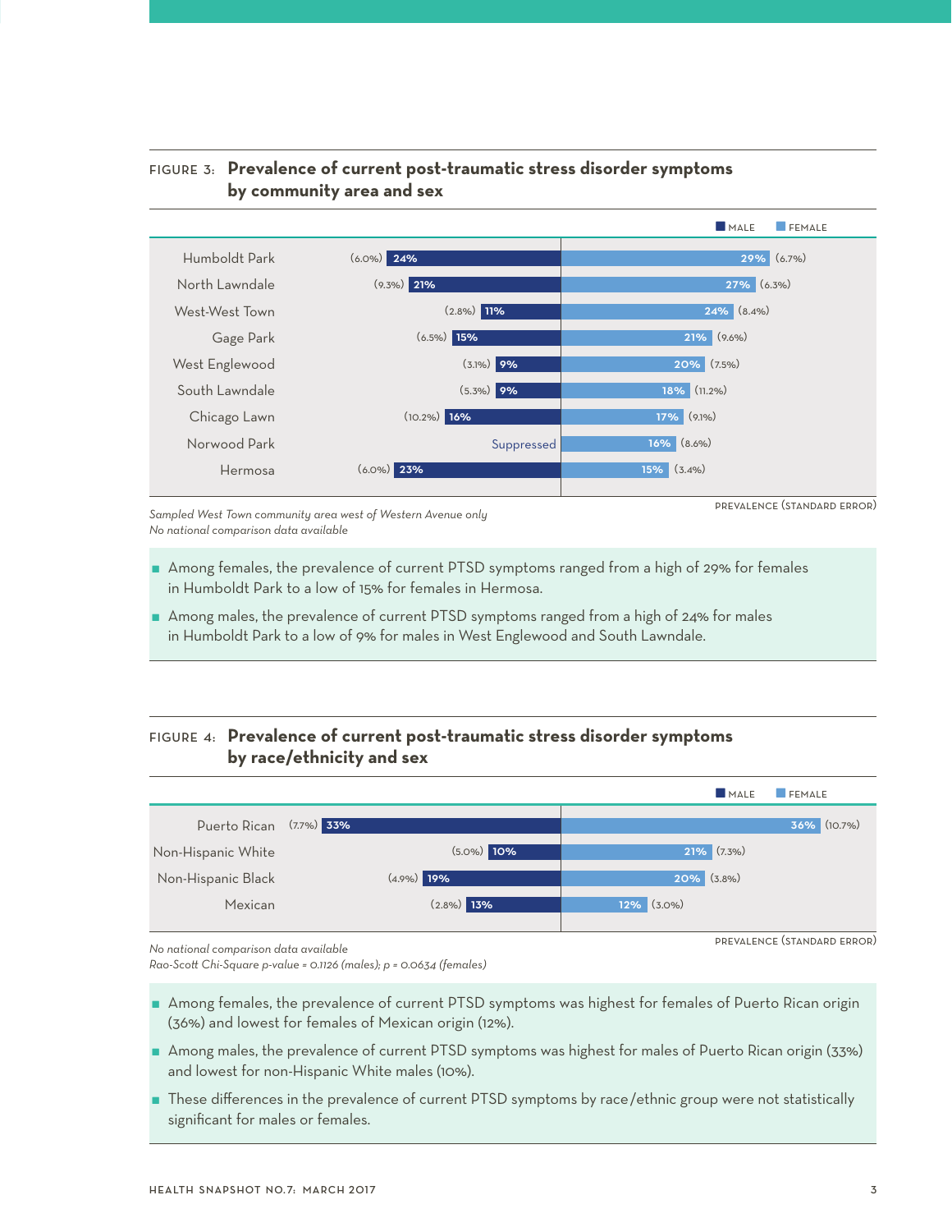FIGURE 3: **Prevalence of current post-traumatic stress disorder symptoms by community area and sex**

| Community area | Male | Female |
|---|---|---|
| Humboldt Park | 24% (6.0%) | 29% (6.7%) |
| North Lawndale | 21% (9.3%) | 27% (6.3%) |
| West-West Town | 11% (2.8%) | 24% (8.4%) |
| Gage Park | 15% (6.5%) | 21% (9.6%) |
| West Englewood | 9% (3.1%) | 20% (7.5%) |
| South Lawndale | 9% (5.3%) | 18% (11.2%) |
| Chicago Lawn | 16% (10.2%) | 17% (9.1%) |
| Norwood Park | Suppressed | 16% (8.6%) |
| Hermosa | 23% (6.0%) | 15% (3.4%) |

PREVALENCE (STANDARD ERROR)

*Sampled West Town community area west of Western Avenue only*
*No national comparison data available*

- Among females, the prevalence of current PTSD symptoms ranged from a high of 29% for females in Humboldt Park to a low of 15% for females in Hermosa.
- Among males, the prevalence of current PTSD symptoms ranged from a high of 24% for males in Humboldt Park to a low of 9% for males in West Englewood and South Lawndale.

FIGURE 4: **Prevalence of current post-traumatic stress disorder symptoms by race/ethnicity and sex**

| Race/ethnicity | Male | Female |
|---|---|---|
| Puerto Rican | 33% (7.7%) | 36% (10.7%) |
| Non-Hispanic White | 10% (5.0%) | 21% (7.3%) |
| Non-Hispanic Black | 19% (4.9%) | 20% (3.8%) |
| Mexican | 13% (2.8%) | 12% (3.0%) |

PREVALENCE (STANDARD ERROR)

*No national comparison data available*
*Rao-Scott Chi-Square p-value = 0.1126 (males); p = 0.0634 (females)*

- Among females, the prevalence of current PTSD symptoms was highest for females of Puerto Rican origin (36%) and lowest for females of Mexican origin (12%).
- Among males, the prevalence of current PTSD symptoms was highest for males of Puerto Rican origin (33%) and lowest for non-Hispanic White males (10%).
- These differences in the prevalence of current PTSD symptoms by race/ethnic group were not statistically significant for males or females.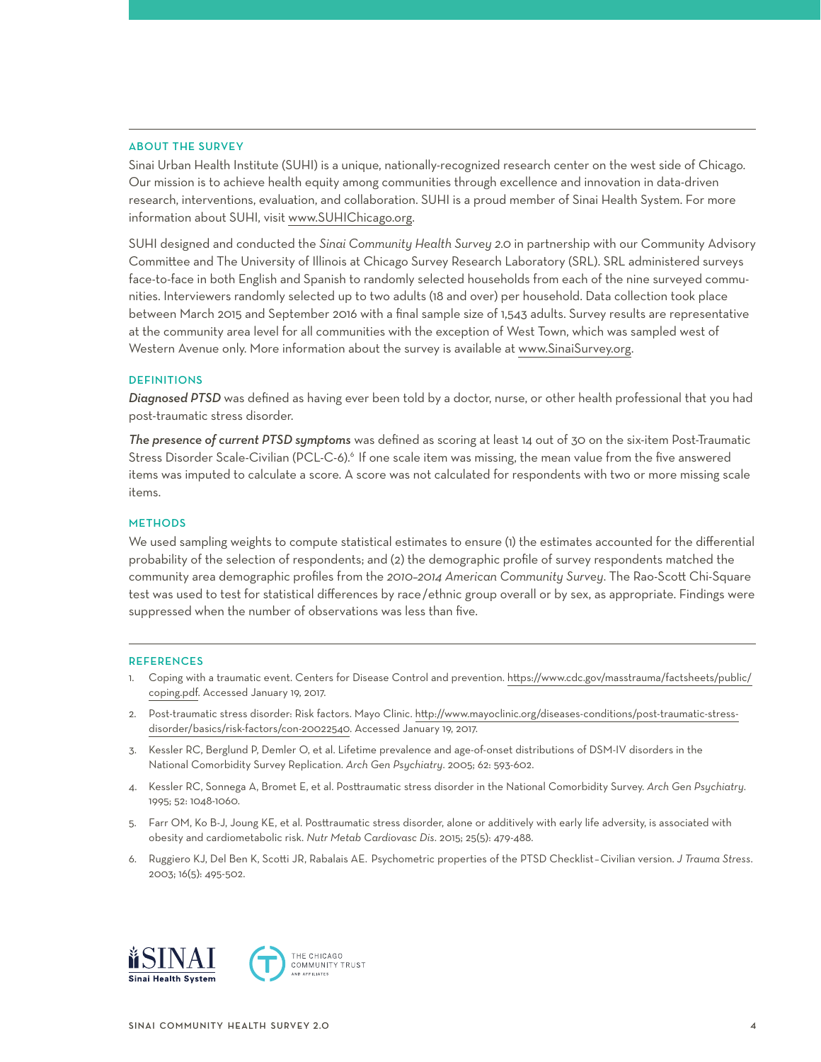## ABOUT THE SURVEY

Sinai Urban Health Institute (SUHI) is a unique, nationally-recognized research center on the west side of Chicago. Our mission is to achieve health equity among communities through excellence and innovation in data-driven research, interventions, evaluation, and collaboration. SUHI is a proud member of Sinai Health System. For more information about SUHI, visit www.SUHIChicago.org.

SUHI designed and conducted the *Sinai Community Health Survey 2.0* in partnership with our Community Advisory Committee and The University of Illinois at Chicago Survey Research Laboratory (SRL). SRL administered surveys face-to-face in both English and Spanish to randomly selected households from each of the nine surveyed communities. Interviewers randomly selected up to two adults (18 and over) per household. Data collection took place between March 2015 and September 2016 with a final sample size of 1,543 adults. Survey results are representative at the community area level for all communities with the exception of West Town, which was sampled west of Western Avenue only. More information about the survey is available at www.SinaiSurvey.org.

## DEFINITIONS

***Diagnosed PTSD*** was defined as having ever been told by a doctor, nurse, or other health professional that you had post-traumatic stress disorder.

***The presence of current PTSD symptoms*** was defined as scoring at least 14 out of 30 on the six-item Post-Traumatic Stress Disorder Scale-Civilian (PCL-C-6).[6] If one scale item was missing, the mean value from the five answered items was imputed to calculate a score. A score was not calculated for respondents with two or more missing scale items.

## METHODS

We used sampling weights to compute statistical estimates to ensure (1) the estimates accounted for the differential probability of the selection of respondents; and (2) the demographic profile of survey respondents matched the community area demographic profiles from the *2010–2014 American Community Survey*. The Rao-Scott Chi-Square test was used to test for statistical differences by race/ethnic group overall or by sex, as appropriate. Findings were suppressed when the number of observations was less than five.

## REFERENCES

1. Coping with a traumatic event. Centers for Disease Control and prevention. https://www.cdc.gov/masstrauma/factsheets/public/coping.pdf. Accessed January 19, 2017.
2. Post-traumatic stress disorder: Risk factors. Mayo Clinic. http://www.mayoclinic.org/diseases-conditions/post-traumatic-stress-disorder/basics/risk-factors/con-20022540. Accessed January 19, 2017.
3. Kessler RC, Berglund P, Demler O, et al. Lifetime prevalence and age-of-onset distributions of DSM-IV disorders in the National Comorbidity Survey Replication. *Arch Gen Psychiatry*. 2005; 62: 593-602.
4. Kessler RC, Sonnega A, Bromet E, et al. Posttraumatic stress disorder in the National Comorbidity Survey. *Arch Gen Psychiatry*. 1995; 52: 1048-1060.
5. Farr OM, Ko B-J, Joung KE, et al. Posttraumatic stress disorder, alone or additively with early life adversity, is associated with obesity and cardiometabolic risk. *Nutr Metab Cardiovasc Dis*. 2015; 25(5): 479-488.
6. Ruggiero KJ, Del Ben K, Scotti JR, Rabalais AE. Psychometric properties of the PTSD Checklist–Civilian version. *J Trauma Stress*. 2003; 16(5): 495-502.

SINAI
Sinai Health System

THE CHICAGO COMMUNITY TRUST AND AFFILIATES